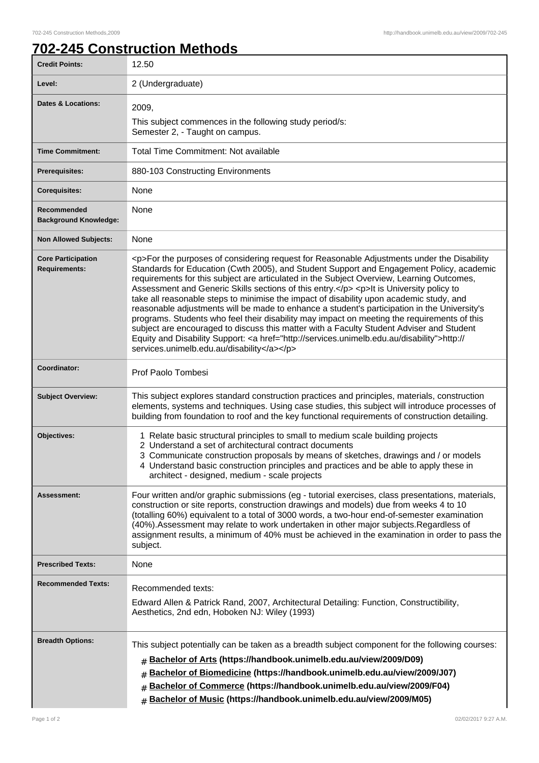# 702-245 Construction Methods

| Credit Points: | 12.50 |
|---|---|
| Level: | 2 (Undergraduate) |
| Dates & Locations: | 2009,<br>This subject commences in the following study period/s:<br>Semester 2, - Taught on campus. |
| Time Commitment: | Total Time Commitment: Not available |
| Prerequisites: | 880-103 Constructing Environments |
| Corequisites: | None |
| Recommended Background Knowledge: | None |
| Non Allowed Subjects: | None |
| Core Participation Requirements: | <p>For the purposes of considering request for Reasonable Adjustments under the Disability Standards for Education (Cwth 2005), and Student Support and Engagement Policy, academic requirements for this subject are articulated in the Subject Overview, Learning Outcomes, Assessment and Generic Skills sections of this entry.</p> <p>It is University policy to take all reasonable steps to minimise the impact of disability upon academic study, and reasonable adjustments will be made to enhance a student's participation in the University's programs. Students who feel their disability may impact on meeting the requirements of this subject are encouraged to discuss this matter with a Faculty Student Adviser and Student Equity and Disability Support: <a href="http://services.unimelb.edu.au/disability">http://services.unimelb.edu.au/disability</a></p> |
| Coordinator: | Prof Paolo Tombesi |
| Subject Overview: | This subject explores standard construction practices and principles, materials, construction elements, systems and techniques. Using case studies, this subject will introduce processes of building from foundation to roof and the key functional requirements of construction detailing. |
| Objectives: | 1 Relate basic structural principles to small to medium scale building projects<br>2 Understand a set of architectural contract documents<br>3 Communicate construction proposals by means of sketches, drawings and / or models<br>4 Understand basic construction principles and practices and be able to apply these in architect - designed, medium - scale projects |
| Assessment: | Four written and/or graphic submissions (eg - tutorial exercises, class presentations, materials, construction or site reports, construction drawings and models) due from weeks 4 to 10 (totalling 60%) equivalent to a total of 3000 words, a two-hour end-of-semester examination (40%).Assessment may relate to work undertaken in other major subjects.Regardless of assignment results, a minimum of 40% must be achieved in the examination in order to pass the subject. |
| Prescribed Texts: | None |
| Recommended Texts: | Recommended texts:<br>Edward Allen & Patrick Rand, 2007, Architectural Detailing: Function, Constructibility, Aesthetics, 2nd edn, Hoboken NJ: Wiley (1993) |
| Breadth Options: | This subject potentially can be taken as a breadth subject component for the following courses:<br># Bachelor of Arts (https://handbook.unimelb.edu.au/view/2009/D09)<br># Bachelor of Biomedicine (https://handbook.unimelb.edu.au/view/2009/J07)<br># Bachelor of Commerce (https://handbook.unimelb.edu.au/view/2009/F04)<br># Bachelor of Music (https://handbook.unimelb.edu.au/view/2009/M05) |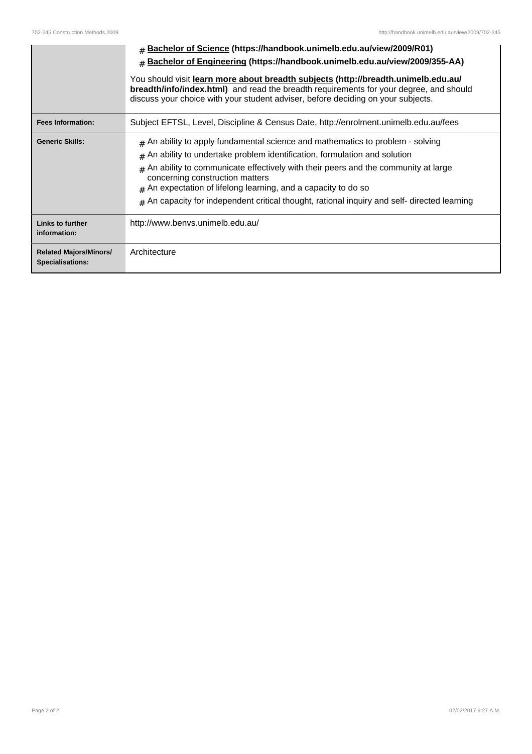| | |
|---|---|
| | # **Bachelor of Science (https://handbook.unimelb.edu.au/view/2009/R01)**<br># **Bachelor of Engineering (https://handbook.unimelb.edu.au/view/2009/355-AA)**<br><br>You should visit **learn more about breadth subjects (http://breadth.unimelb.edu.au/breadth/info/index.html)** and read the breadth requirements for your degree, and should discuss your choice with your student adviser, before deciding on your subjects. |
| **Fees Information:** | Subject EFTSL, Level, Discipline & Census Date, http://enrolment.unimelb.edu.au/fees |
| **Generic Skills:** | # An ability to apply fundamental science and mathematics to problem - solving<br># An ability to undertake problem identification, formulation and solution<br># An ability to communicate effectively with their peers and the community at large concerning construction matters<br># An expectation of lifelong learning, and a capacity to do so<br># An capacity for independent critical thought, rational inquiry and self- directed learning |
| **Links to further information:** | http://www.benvs.unimelb.edu.au/ |
| **Related Majors/Minors/ Specialisations:** | Architecture |